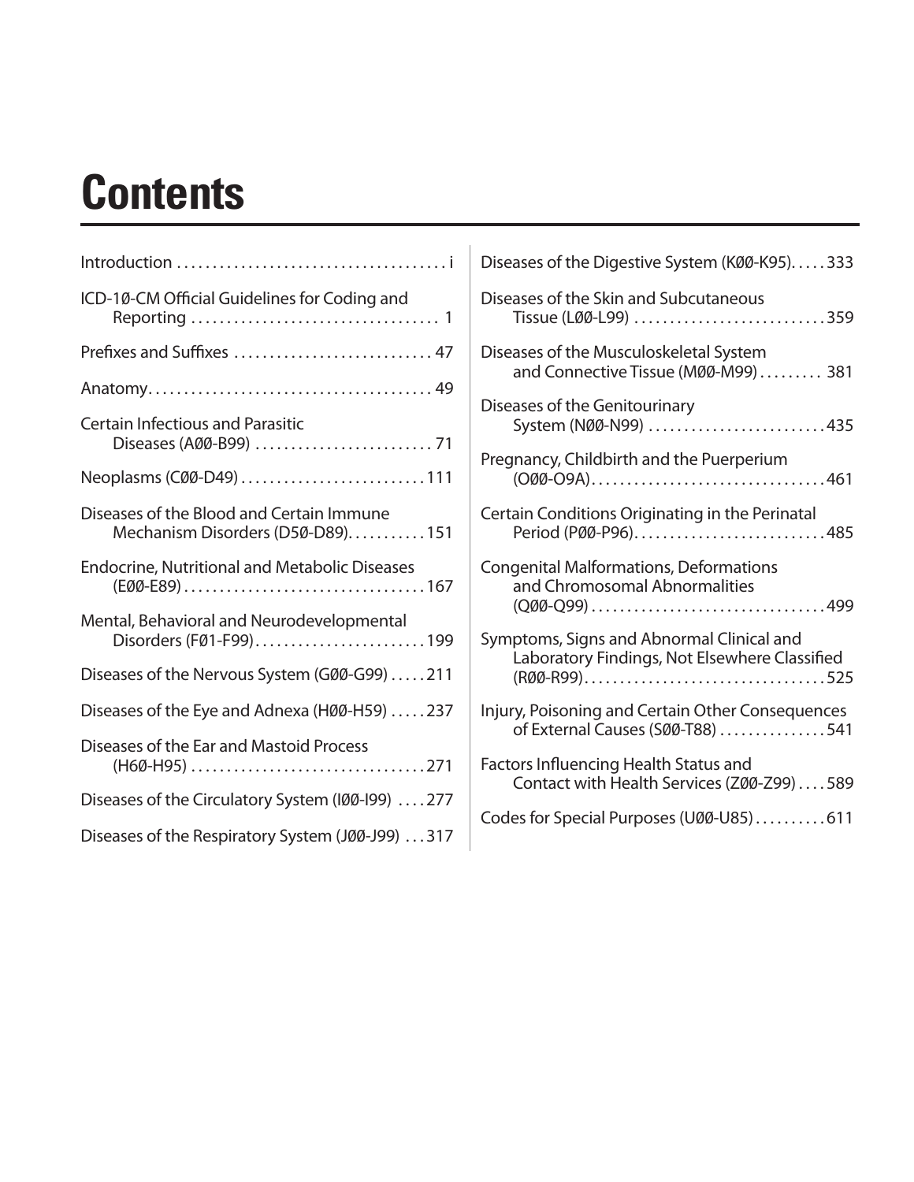# Contents

Introduction ....................................... i

ICD-10-CM Official Guidelines for Coding and Reporting ................................... 1

Prefixes and Suffixes ............................ 47

Anatomy........................................ 49

Certain Infectious and Parasitic Diseases (A00-B99) ......................... 71

Neoplasms (C00-D49) ..........................111

Diseases of the Blood and Certain Immune Mechanism Disorders (D50-D89)...........151

Endocrine, Nutritional and Metabolic Diseases (E00-E89) ..................................167

Mental, Behavioral and Neurodevelopmental Disorders (F01-F99)........................199

Diseases of the Nervous System (G00-G99) .....211

Diseases of the Eye and Adnexa (H00-H59) .....237

Diseases of the Ear and Mastoid Process (H60-H95) .................................271

Diseases of the Circulatory System (I00-I99) ....277

Diseases of the Respiratory System (J00-J99) ...317

Diseases of the Digestive System (K00-K95).....333

Diseases of the Skin and Subcutaneous Tissue (L00-L99) ...........................359

Diseases of the Musculoskeletal System and Connective Tissue (M00-M99) ......... 381

Diseases of the Genitourinary System (N00-N99) .........................435

Pregnancy, Childbirth and the Puerperium (O00-O9A).................................461

Certain Conditions Originating in the Perinatal Period (P00-P96)...........................485

Congenital Malformations, Deformations and Chromosomal Abnormalities (Q00-Q99) .................................499

Symptoms, Signs and Abnormal Clinical and Laboratory Findings, Not Elsewhere Classified (R00-R99)..................................525

Injury, Poisoning and Certain Other Consequences of External Causes (S00-T88) ...............541

Factors Influencing Health Status and Contact with Health Services (Z00-Z99) ....589

Codes for Special Purposes (U00-U85)..........611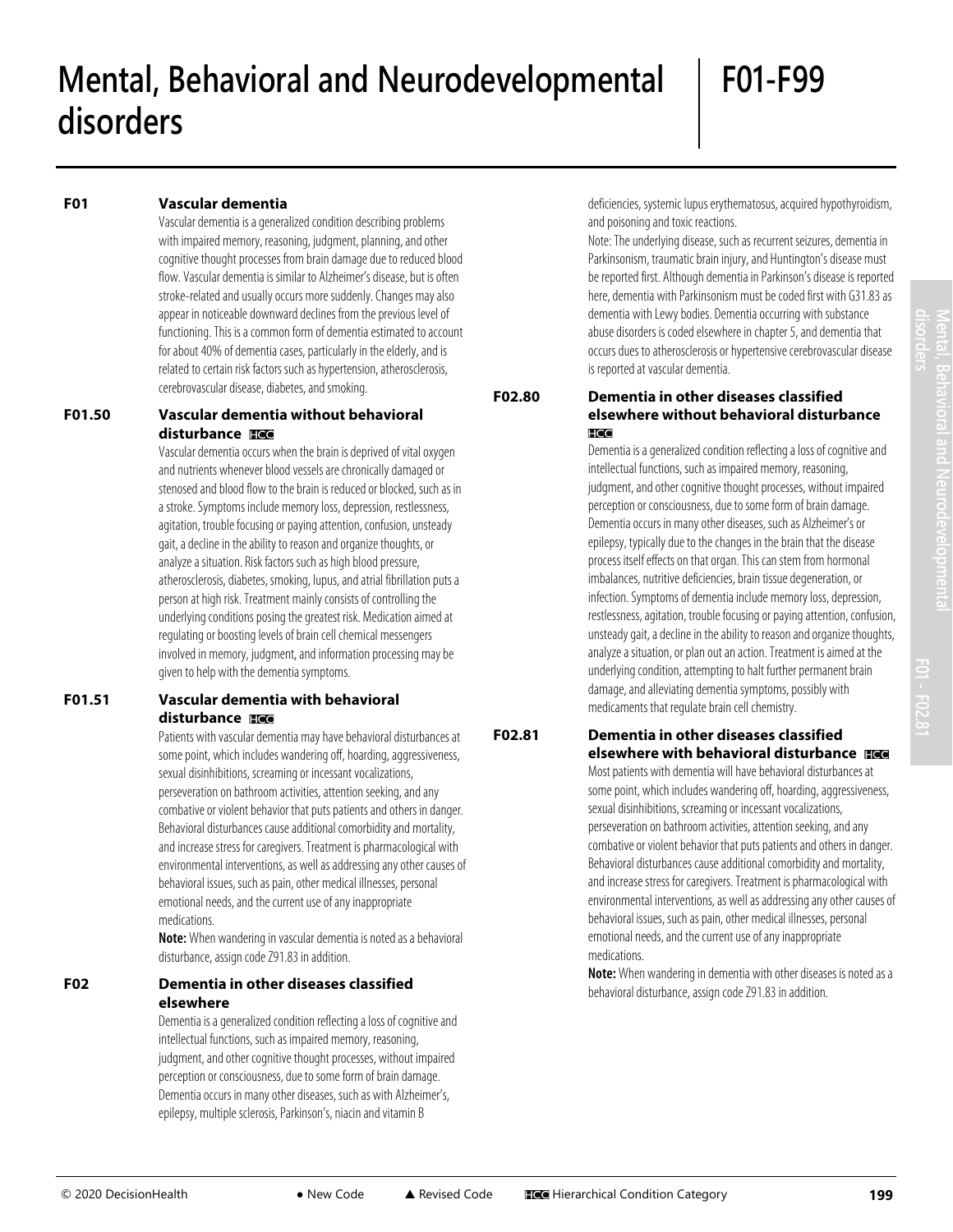# Mental, Behavioral and Neurodevelopmental disorders F01-F99

**F01 Vascular dementia**

Vascular dementia is a generalized condition describing problems with impaired memory, reasoning, judgment, planning, and other cognitive thought processes from brain damage due to reduced blood flow. Vascular dementia is similar to Alzheimer's disease, but is often stroke-related and usually occurs more suddenly. Changes may also appear in noticeable downward declines from the previous level of functioning. This is a common form of dementia estimated to account for about 40% of dementia cases, particularly in the elderly, and is related to certain risk factors such as hypertension, atherosclerosis, cerebrovascular disease, diabetes, and smoking.

**F01.50 Vascular dementia without behavioral disturbance** HCC

Vascular dementia occurs when the brain is deprived of vital oxygen and nutrients whenever blood vessels are chronically damaged or stenosed and blood flow to the brain is reduced or blocked, such as in a stroke. Symptoms include memory loss, depression, restlessness, agitation, trouble focusing or paying attention, confusion, unsteady gait, a decline in the ability to reason and organize thoughts, or analyze a situation. Risk factors such as high blood pressure, atherosclerosis, diabetes, smoking, lupus, and atrial fibrillation puts a person at high risk. Treatment mainly consists of controlling the underlying conditions posing the greatest risk. Medication aimed at regulating or boosting levels of brain cell chemical messengers involved in memory, judgment, and information processing may be given to help with the dementia symptoms.

**F01.51 Vascular dementia with behavioral disturbance** HCC

Patients with vascular dementia may have behavioral disturbances at some point, which includes wandering off, hoarding, aggressiveness, sexual disinhibitions, screaming or incessant vocalizations, perseveration on bathroom activities, attention seeking, and any combative or violent behavior that puts patients and others in danger. Behavioral disturbances cause additional comorbidity and mortality, and increase stress for caregivers. Treatment is pharmacological with environmental interventions, as well as addressing any other causes of behavioral issues, such as pain, other medical illnesses, personal emotional needs, and the current use of any inappropriate medications.

**Note:** When wandering in vascular dementia is noted as a behavioral disturbance, assign code Z91.83 in addition.

**F02 Dementia in other diseases classified elsewhere**

Dementia is a generalized condition reflecting a loss of cognitive and intellectual functions, such as impaired memory, reasoning, judgment, and other cognitive thought processes, without impaired perception or consciousness, due to some form of brain damage. Dementia occurs in many other diseases, such as with Alzheimer's, epilepsy, multiple sclerosis, Parkinson's, niacin and vitamin B deficiencies, systemic lupus erythematosus, acquired hypothyroidism, and poisoning and toxic reactions.

Note: The underlying disease, such as recurrent seizures, dementia in Parkinsonism, traumatic brain injury, and Huntington's disease must be reported first. Although dementia in Parkinson's disease is reported here, dementia with Parkinsonism must be coded first with G31.83 as dementia with Lewy bodies. Dementia occurring with substance abuse disorders is coded elsewhere in chapter 5, and dementia that occurs dues to atherosclerosis or hypertensive cerebrovascular disease is reported at vascular dementia.

**F02.80 Dementia in other diseases classified elsewhere without behavioral disturbance** HCC

Dementia is a generalized condition reflecting a loss of cognitive and intellectual functions, such as impaired memory, reasoning, judgment, and other cognitive thought processes, without impaired perception or consciousness, due to some form of brain damage. Dementia occurs in many other diseases, such as Alzheimer's or epilepsy, typically due to the changes in the brain that the disease process itself effects on that organ. This can stem from hormonal imbalances, nutritive deficiencies, brain tissue degeneration, or infection. Symptoms of dementia include memory loss, depression, restlessness, agitation, trouble focusing or paying attention, confusion, unsteady gait, a decline in the ability to reason and organize thoughts, analyze a situation, or plan out an action. Treatment is aimed at the underlying condition, attempting to halt further permanent brain damage, and alleviating dementia symptoms, possibly with medicaments that regulate brain cell chemistry.

**F02.81 Dementia in other diseases classified elsewhere with behavioral disturbance** HCC

Most patients with dementia will have behavioral disturbances at some point, which includes wandering off, hoarding, aggressiveness, sexual disinhibitions, screaming or incessant vocalizations, perseveration on bathroom activities, attention seeking, and any combative or violent behavior that puts patients and others in danger. Behavioral disturbances cause additional comorbidity and mortality, and increase stress for caregivers. Treatment is pharmacological with environmental interventions, as well as addressing any other causes of behavioral issues, such as pain, other medical illnesses, personal emotional needs, and the current use of any inappropriate medications.

**Note:** When wandering in dementia with other diseases is noted as a behavioral disturbance, assign code Z91.83 in addition.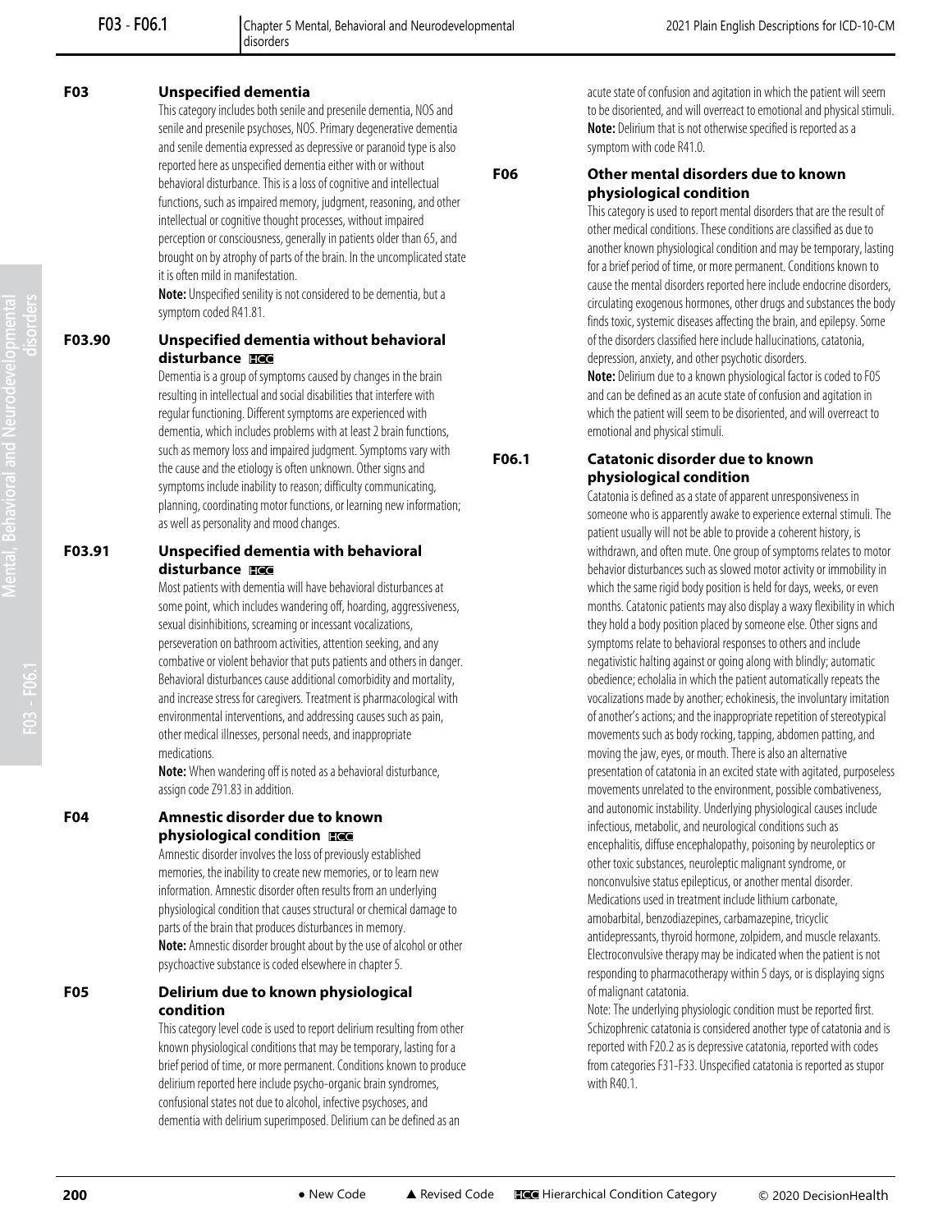### F03 Unspecified dementia

This category includes both senile and presenile dementia, NOS and senile and presenile psychoses, NOS. Primary degenerative dementia and senile dementia expressed as depressive or paranoid type is also reported here as unspecified dementia either with or without behavioral disturbance. This is a loss of cognitive and intellectual functions, such as impaired memory, judgment, reasoning, and other intellectual or cognitive thought processes, without impaired perception or consciousness, generally in patients older than 65, and brought on by atrophy of parts of the brain. In the uncomplicated state it is often mild in manifestation.

**Note:** Unspecified senility is not considered to be dementia, but a symptom coded R41.81.

### F03.90 Unspecified dementia without behavioral disturbance HCC

Dementia is a group of symptoms caused by changes in the brain resulting in intellectual and social disabilities that interfere with regular functioning. Different symptoms are experienced with dementia, which includes problems with at least 2 brain functions, such as memory loss and impaired judgment. Symptoms vary with the cause and the etiology is often unknown. Other signs and symptoms include inability to reason; difficulty communicating, planning, coordinating motor functions, or learning new information; as well as personality and mood changes.

### F03.91 Unspecified dementia with behavioral disturbance HCC

Most patients with dementia will have behavioral disturbances at some point, which includes wandering off, hoarding, aggressiveness, sexual disinhibitions, screaming or incessant vocalizations, perseveration on bathroom activities, attention seeking, and any combative or violent behavior that puts patients and others in danger. Behavioral disturbances cause additional comorbidity and mortality, and increase stress for caregivers. Treatment is pharmacological with environmental interventions, and addressing causes such as pain, other medical illnesses, personal needs, and inappropriate medications.

**Note:** When wandering off is noted as a behavioral disturbance, assign code Z91.83 in addition.

### F04 Amnestic disorder due to known physiological condition HCC

Amnestic disorder involves the loss of previously established memories, the inability to create new memories, or to learn new information. Amnestic disorder often results from an underlying physiological condition that causes structural or chemical damage to parts of the brain that produces disturbances in memory.

**Note:** Amnestic disorder brought about by the use of alcohol or other psychoactive substance is coded elsewhere in chapter 5.

### F05 Delirium due to known physiological condition

This category level code is used to report delirium resulting from other known physiological conditions that may be temporary, lasting for a brief period of time, or more permanent. Conditions known to produce delirium reported here include psycho-organic brain syndromes, confusional states not due to alcohol, infective psychoses, and dementia with delirium superimposed. Delirium can be defined as an acute state of confusion and agitation in which the patient will seem to be disoriented, and will overreact to emotional and physical stimuli.

**Note:** Delirium that is not otherwise specified is reported as a symptom with code R41.0.

### F06 Other mental disorders due to known physiological condition

This category is used to report mental disorders that are the result of other medical conditions. These conditions are classified as due to another known physiological condition and may be temporary, lasting for a brief period of time, or more permanent. Conditions known to cause the mental disorders reported here include endocrine disorders, circulating exogenous hormones, other drugs and substances the body finds toxic, systemic diseases affecting the brain, and epilepsy. Some of the disorders classified here include hallucinations, catatonia, depression, anxiety, and other psychotic disorders.

**Note:** Delirium due to a known physiological factor is coded to F05 and can be defined as an acute state of confusion and agitation in which the patient will seem to be disoriented, and will overreact to emotional and physical stimuli.

### F06.1 Catatonic disorder due to known physiological condition

Catatonia is defined as a state of apparent unresponsiveness in someone who is apparently awake to experience external stimuli. The patient usually will not be able to provide a coherent history, is withdrawn, and often mute. One group of symptoms relates to motor behavior disturbances such as slowed motor activity or immobility in which the same rigid body position is held for days, weeks, or even months. Catatonic patients may also display a waxy flexibility in which they hold a body position placed by someone else. Other signs and symptoms relate to behavioral responses to others and include negativistic halting against or going along with blindly; automatic obedience; echolalia in which the patient automatically repeats the vocalizations made by another; echokinesis, the involuntary imitation of another's actions; and the inappropriate repetition of stereotypical movements such as body rocking, tapping, abdomen patting, and moving the jaw, eyes, or mouth. There is also an alternative presentation of catatonia in an excited state with agitated, purposeless movements unrelated to the environment, possible combativeness, and autonomic instability. Underlying physiological causes include infectious, metabolic, and neurological conditions such as encephalitis, diffuse encephalopathy, poisoning by neuroleptics or other toxic substances, neuroleptic malignant syndrome, or nonconvulsive status epilepticus, or another mental disorder. Medications used in treatment include lithium carbonate, amobarbital, benzodiazepines, carbamazepine, tricyclic antidepressants, thyroid hormone, zolpidem, and muscle relaxants. Electroconvulsive therapy may be indicated when the patient is not responding to pharmacotherapy within 5 days, or is displaying signs of malignant catatonia.

Note: The underlying physiologic condition must be reported first. Schizophrenic catatonia is considered another type of catatonia and is reported with F20.2 as is depressive catatonia, reported with codes from categories F31-F33. Unspecified catatonia is reported as stupor with R40.1.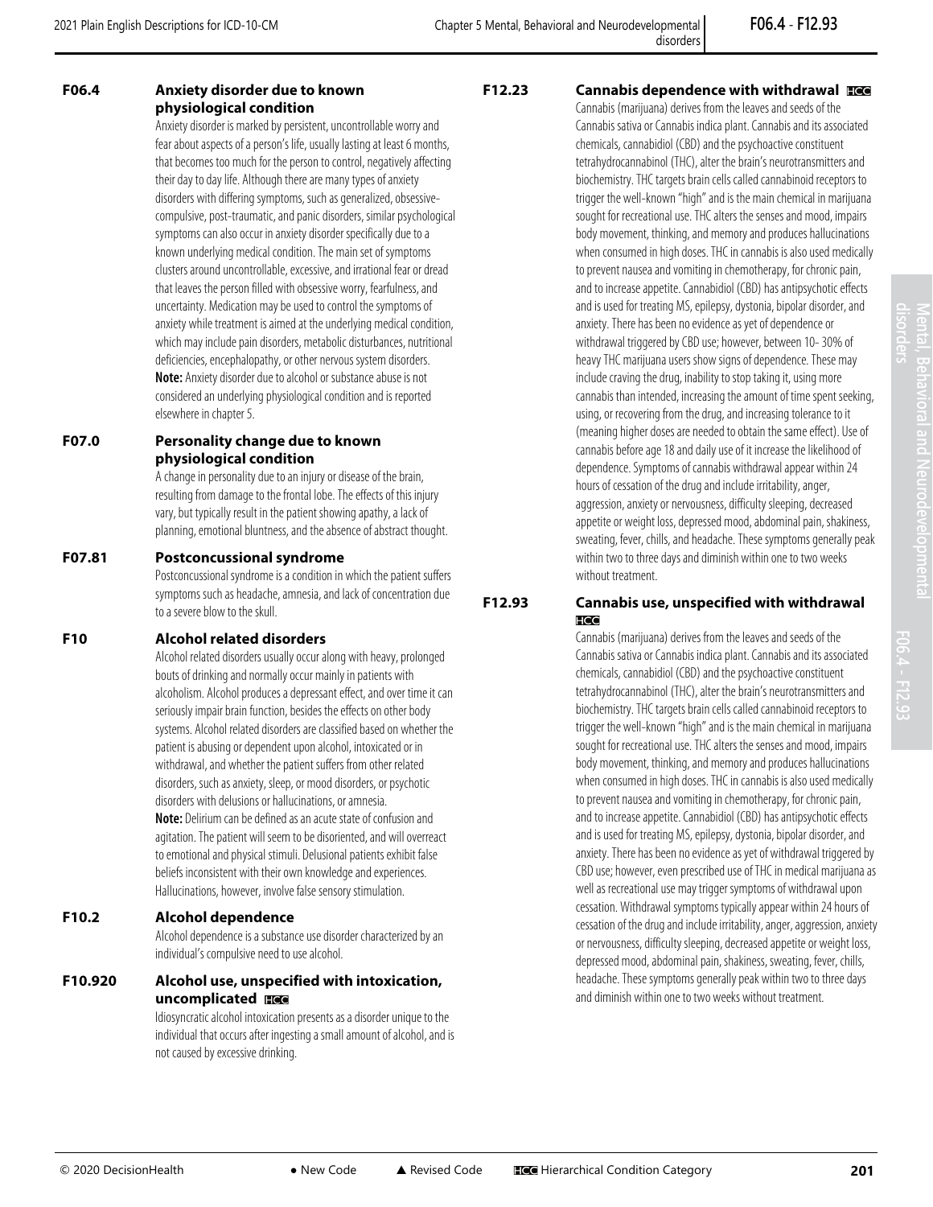### F06.4 Anxiety disorder due to known physiological condition

Anxiety disorder is marked by persistent, uncontrollable worry and fear about aspects of a person's life, usually lasting at least 6 months, that becomes too much for the person to control, negatively affecting their day to day life. Although there are many types of anxiety disorders with differing symptoms, such as generalized, obsessive-compulsive, post-traumatic, and panic disorders, similar psychological symptoms can also occur in anxiety disorder specifically due to a known underlying medical condition. The main set of symptoms clusters around uncontrollable, excessive, and irrational fear or dread that leaves the person filled with obsessive worry, fearfulness, and uncertainty. Medication may be used to control the symptoms of anxiety while treatment is aimed at the underlying medical condition, which may include pain disorders, metabolic disturbances, nutritional deficiencies, encephalopathy, or other nervous system disorders.
**Note:** Anxiety disorder due to alcohol or substance abuse is not considered an underlying physiological condition and is reported elsewhere in chapter 5.

### F07.0 Personality change due to known physiological condition

A change in personality due to an injury or disease of the brain, resulting from damage to the frontal lobe. The effects of this injury vary, but typically result in the patient showing apathy, a lack of planning, emotional bluntness, and the absence of abstract thought.

### F07.81 Postconcussional syndrome

Postconcussional syndrome is a condition in which the patient suffers symptoms such as headache, amnesia, and lack of concentration due to a severe blow to the skull.

### F10 Alcohol related disorders

Alcohol related disorders usually occur along with heavy, prolonged bouts of drinking and normally occur mainly in patients with alcoholism. Alcohol produces a depressant effect, and over time it can seriously impair brain function, besides the effects on other body systems. Alcohol related disorders are classified based on whether the patient is abusing or dependent upon alcohol, intoxicated or in withdrawal, and whether the patient suffers from other related disorders, such as anxiety, sleep, or mood disorders, or psychotic disorders with delusions or hallucinations, or amnesia.
**Note:** Delirium can be defined as an acute state of confusion and agitation. The patient will seem to be disoriented, and will overreact to emotional and physical stimuli. Delusional patients exhibit false beliefs inconsistent with their own knowledge and experiences. Hallucinations, however, involve false sensory stimulation.

### F10.2 Alcohol dependence

Alcohol dependence is a substance use disorder characterized by an individual's compulsive need to use alcohol.

### F10.920 Alcohol use, unspecified with intoxication, uncomplicated HCC

Idiosyncratic alcohol intoxication presents as a disorder unique to the individual that occurs after ingesting a small amount of alcohol, and is not caused by excessive drinking.

### F12.23 Cannabis dependence with withdrawal HCC

Cannabis (marijuana) derives from the leaves and seeds of the Cannabis sativa or Cannabis indica plant. Cannabis and its associated chemicals, cannabidiol (CBD) and the psychoactive constituent tetrahydrocannabinol (THC), alter the brain's neurotransmitters and biochemistry. THC targets brain cells called cannabinoid receptors to trigger the well-known "high" and is the main chemical in marijuana sought for recreational use. THC alters the senses and mood, impairs body movement, thinking, and memory and produces hallucinations when consumed in high doses. THC in cannabis is also used medically to prevent nausea and vomiting in chemotherapy, for chronic pain, and to increase appetite. Cannabidiol (CBD) has antipsychotic effects and is used for treating MS, epilepsy, dystonia, bipolar disorder, and anxiety. There has been no evidence as yet of dependence or withdrawal triggered by CBD use; however, between 10- 30% of heavy THC marijuana users show signs of dependence. These may include craving the drug, inability to stop taking it, using more cannabis than intended, increasing the amount of time spent seeking, using, or recovering from the drug, and increasing tolerance to it (meaning higher doses are needed to obtain the same effect). Use of cannabis before age 18 and daily use of it increase the likelihood of dependence. Symptoms of cannabis withdrawal appear within 24 hours of cessation of the drug and include irritability, anger, aggression, anxiety or nervousness, difficulty sleeping, decreased appetite or weight loss, depressed mood, abdominal pain, shakiness, sweating, fever, chills, and headache. These symptoms generally peak within two to three days and diminish within one to two weeks without treatment.

### F12.93 Cannabis use, unspecified with withdrawal HCC

Cannabis (marijuana) derives from the leaves and seeds of the Cannabis sativa or Cannabis indica plant. Cannabis and its associated chemicals, cannabidiol (CBD) and the psychoactive constituent tetrahydrocannabinol (THC), alter the brain's neurotransmitters and biochemistry. THC targets brain cells called cannabinoid receptors to trigger the well-known "high" and is the main chemical in marijuana sought for recreational use. THC alters the senses and mood, impairs body movement, thinking, and memory and produces hallucinations when consumed in high doses. THC in cannabis is also used medically to prevent nausea and vomiting in chemotherapy, for chronic pain, and to increase appetite. Cannabidiol (CBD) has antipsychotic effects and is used for treating MS, epilepsy, dystonia, bipolar disorder, and anxiety. There has been no evidence as yet of withdrawal triggered by CBD use; however, even prescribed use of THC in medical marijuana as well as recreational use may trigger symptoms of withdrawal upon cessation. Withdrawal symptoms typically appear within 24 hours of cessation of the drug and include irritability, anger, aggression, anxiety or nervousness, difficulty sleeping, decreased appetite or weight loss, depressed mood, abdominal pain, shakiness, sweating, fever, chills, headache. These symptoms generally peak within two to three days and diminish within one to two weeks without treatment.

• New Code ▲ Revised Code HCC Hierarchical Condition Category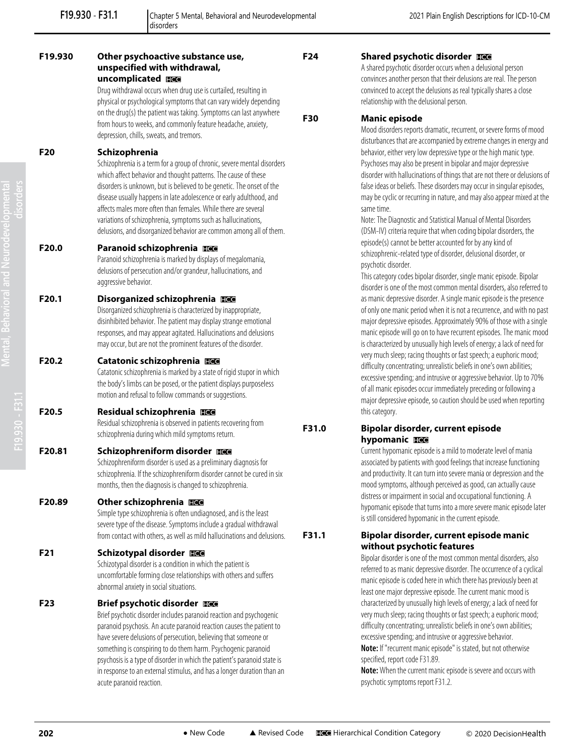**F19.930 Other psychoactive substance use, unspecified with withdrawal, uncomplicated** HCC

Drug withdrawal occurs when drug use is curtailed, resulting in physical or psychological symptoms that can vary widely depending on the drug(s) the patient was taking. Symptoms can last anywhere from hours to weeks, and commonly feature headache, anxiety, depression, chills, sweats, and tremors.

**F20 Schizophrenia**

Schizophrenia is a term for a group of chronic, severe mental disorders which affect behavior and thought patterns. The cause of these disorders is unknown, but is believed to be genetic. The onset of the disease usually happens in late adolescence or early adulthood, and affects males more often than females. While there are several variations of schizophrenia, symptoms such as hallucinations, delusions, and disorganized behavior are common among all of them.

**F20.0 Paranoid schizophrenia** HCC

Paranoid schizophrenia is marked by displays of megalomania, delusions of persecution and/or grandeur, hallucinations, and aggressive behavior.

**F20.1 Disorganized schizophrenia** HCC

Disorganized schizophrenia is characterized by inappropriate, disinhibited behavior. The patient may display strange emotional responses, and may appear agitated. Hallucinations and delusions may occur, but are not the prominent features of the disorder.

**F20.2 Catatonic schizophrenia** HCC

Catatonic schizophrenia is marked by a state of rigid stupor in which the body's limbs can be posed, or the patient displays purposeless motion and refusal to follow commands or suggestions.

**F20.5 Residual schizophrenia** HCC

Residual schizophrenia is observed in patients recovering from schizophrenia during which mild symptoms return.

**F20.81 Schizophreniform disorder** HCC

Schizophreniform disorder is used as a preliminary diagnosis for schizophrenia. If the schizophreniform disorder cannot be cured in six months, then the diagnosis is changed to schizophrenia.

**F20.89 Other schizophrenia** HCC

Simple type schizophrenia is often undiagnosed, and is the least severe type of the disease. Symptoms include a gradual withdrawal from contact with others, as well as mild hallucinations and delusions.

**F21 Schizotypal disorder** HCC

Schizotypal disorder is a condition in which the patient is uncomfortable forming close relationships with others and suffers abnormal anxiety in social situations.

**F23 Brief psychotic disorder** HCC

Brief psychotic disorder includes paranoid reaction and psychogenic paranoid psychosis. An acute paranoid reaction causes the patient to have severe delusions of persecution, believing that someone or something is conspiring to do them harm. Psychogenic paranoid psychosis is a type of disorder in which the patient's paranoid state is in response to an external stimulus, and has a longer duration than an acute paranoid reaction.

**F24 Shared psychotic disorder** HCC

A shared psychotic disorder occurs when a delusional person convinces another person that their delusions are real. The person convinced to accept the delusions as real typically shares a close relationship with the delusional person.

**F30 Manic episode**

Mood disorders reports dramatic, recurrent, or severe forms of mood disturbances that are accompanied by extreme changes in energy and behavior, either very low depressive type or the high manic type. Psychoses may also be present in bipolar and major depressive disorder with hallucinations of things that are not there or delusions of false ideas or beliefs. These disorders may occur in singular episodes, may be cyclic or recurring in nature, and may also appear mixed at the same time.

Note: The Diagnostic and Statistical Manual of Mental Disorders (DSM-IV) criteria require that when coding bipolar disorders, the episode(s) cannot be better accounted for by any kind of schizophrenic-related type of disorder, delusional disorder, or psychotic disorder.

This category codes bipolar disorder, single manic episode. Bipolar disorder is one of the most common mental disorders, also referred to as manic depressive disorder. A single manic episode is the presence of only one manic period when it is not a recurrence, and with no past major depressive episodes. Approximately 90% of those with a single manic episode will go on to have recurrent episodes. The manic mood is characterized by unusually high levels of energy; a lack of need for very much sleep; racing thoughts or fast speech; a euphoric mood; difficulty concentrating; unrealistic beliefs in one's own abilities; excessive spending; and intrusive or aggressive behavior. Up to 70% of all manic episodes occur immediately preceding or following a major depressive episode, so caution should be used when reporting this category.

**F31.0 Bipolar disorder, current episode hypomanic** HCC

Current hypomanic episode is a mild to moderate level of mania associated by patients with good feelings that increase functioning and productivity. It can turn into severe mania or depression and the mood symptoms, although perceived as good, can actually cause distress or impairment in social and occupational functioning. A hypomanic episode that turns into a more severe manic episode later is still considered hypomanic in the current episode.

**F31.1 Bipolar disorder, current episode manic without psychotic features**

Bipolar disorder is one of the most common mental disorders, also referred to as manic depressive disorder. The occurrence of a cyclical manic episode is coded here in which there has previously been at least one major depressive episode. The current manic mood is characterized by unusually high levels of energy; a lack of need for very much sleep; racing thoughts or fast speech; a euphoric mood; difficulty concentrating; unrealistic beliefs in one's own abilities; excessive spending; and intrusive or aggressive behavior.

**Note:** If "recurrent manic episode" is stated, but not otherwise specified, report code F31.89.

**Note:** When the current manic episode is severe and occurs with psychotic symptoms report F31.2.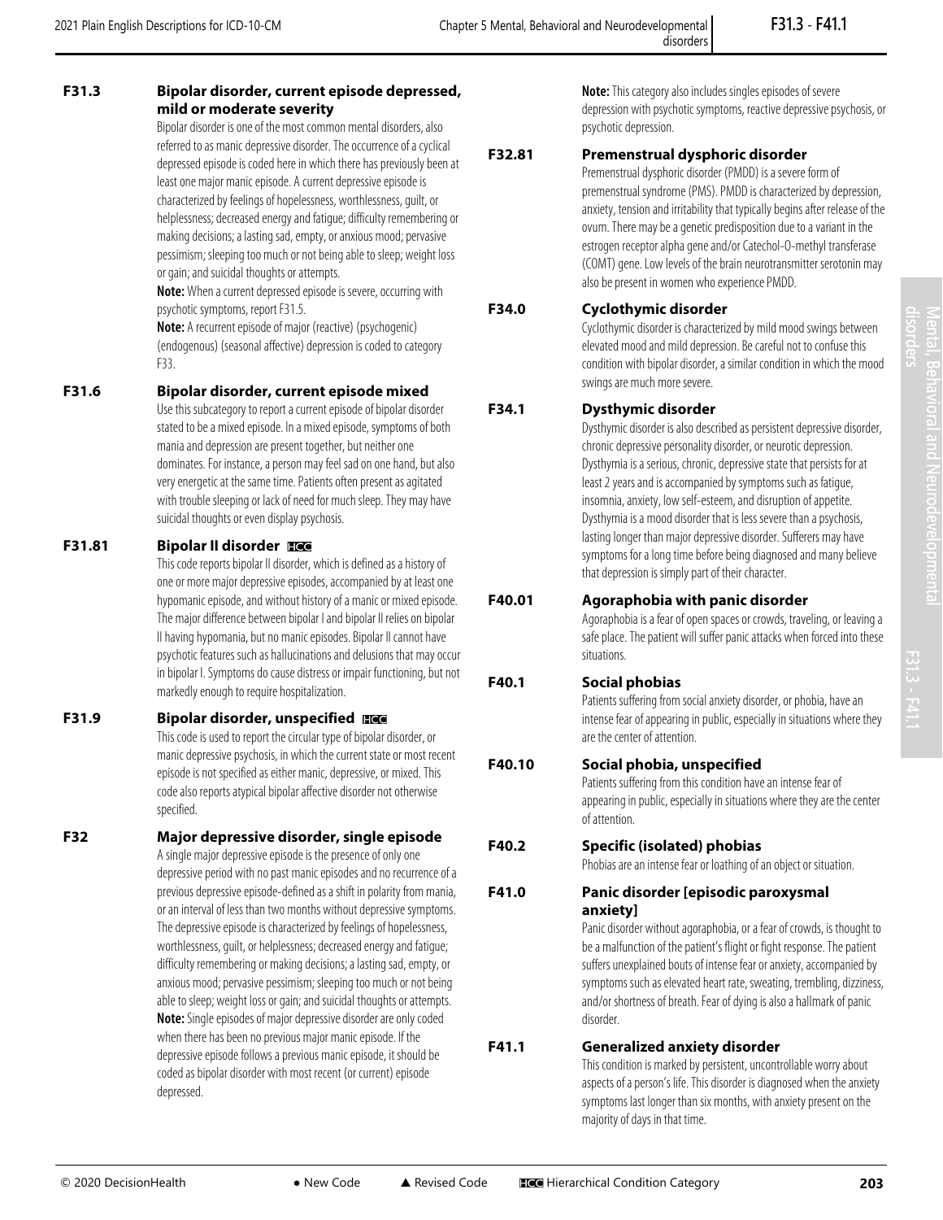### F31.3 Bipolar disorder, current episode depressed, mild or moderate severity

Bipolar disorder is one of the most common mental disorders, also referred to as manic depressive disorder. The occurrence of a cyclical depressed episode is coded here in which there has previously been at least one major manic episode. A current depressive episode is characterized by feelings of hopelessness, worthlessness, guilt, or helplessness; decreased energy and fatigue; difficulty remembering or making decisions; a lasting sad, empty, or anxious mood; pervasive pessimism; sleeping too much or not being able to sleep; weight loss or gain; and suicidal thoughts or attempts.

**Note:** When a current depressed episode is severe, occurring with psychotic symptoms, report F31.5.

**Note:** A recurrent episode of major (reactive) (psychogenic) (endogenous) (seasonal affective) depression is coded to category F33.

### F31.6 Bipolar disorder, current episode mixed

Use this subcategory to report a current episode of bipolar disorder stated to be a mixed episode. In a mixed episode, symptoms of both mania and depression are present together, but neither one dominates. For instance, a person may feel sad on one hand, but also very energetic at the same time. Patients often present as agitated with trouble sleeping or lack of need for much sleep. They may have suicidal thoughts or even display psychosis.

### F31.81 Bipolar II disorder HCC

This code reports bipolar II disorder, which is defined as a history of one or more major depressive episodes, accompanied by at least one hypomanic episode, and without history of a manic or mixed episode. The major difference between bipolar I and bipolar II relies on bipolar II having hypomania, but no manic episodes. Bipolar II cannot have psychotic features such as hallucinations and delusions that may occur in bipolar I. Symptoms do cause distress or impair functioning, but not markedly enough to require hospitalization.

### F31.9 Bipolar disorder, unspecified HCC

This code is used to report the circular type of bipolar disorder, or manic depressive psychosis, in which the current state or most recent episode is not specified as either manic, depressive, or mixed. This code also reports atypical bipolar affective disorder not otherwise specified.

### F32 Major depressive disorder, single episode

A single major depressive episode is the presence of only one depressive period with no past manic episodes and no recurrence of a previous depressive episode-defined as a shift in polarity from mania, or an interval of less than two months without depressive symptoms. The depressive episode is characterized by feelings of hopelessness, worthlessness, guilt, or helplessness; decreased energy and fatigue; difficulty remembering or making decisions; a lasting sad, empty, or anxious mood; pervasive pessimism; sleeping too much or not being able to sleep; weight loss or gain; and suicidal thoughts or attempts.

**Note:** Single episodes of major depressive disorder are only coded when there has been no previous major manic episode. If the depressive episode follows a previous manic episode, it should be coded as bipolar disorder with most recent (or current) episode depressed.

**Note:** This category also includes singles episodes of severe depression with psychotic symptoms, reactive depressive psychosis, or psychotic depression.

### F32.81 Premenstrual dysphoric disorder

Premenstrual dysphoric disorder (PMDD) is a severe form of premenstrual syndrome (PMS). PMDD is characterized by depression, anxiety, tension and irritability that typically begins after release of the ovum. There may be a genetic predisposition due to a variant in the estrogen receptor alpha gene and/or Catechol-O-methyl transferase (COMT) gene. Low levels of the brain neurotransmitter serotonin may also be present in women who experience PMDD.

### F34.0 Cyclothymic disorder

Cyclothymic disorder is characterized by mild mood swings between elevated mood and mild depression. Be careful not to confuse this condition with bipolar disorder, a similar condition in which the mood swings are much more severe.

### F34.1 Dysthymic disorder

Dysthymic disorder is also described as persistent depressive disorder, chronic depressive personality disorder, or neurotic depression. Dysthymia is a serious, chronic, depressive state that persists for at least 2 years and is accompanied by symptoms such as fatigue, insomnia, anxiety, low self-esteem, and disruption of appetite. Dysthymia is a mood disorder that is less severe than a psychosis, lasting longer than major depressive disorder. Sufferers may have symptoms for a long time before being diagnosed and many believe that depression is simply part of their character.

### F40.01 Agoraphobia with panic disorder

Agoraphobia is a fear of open spaces or crowds, traveling, or leaving a safe place. The patient will suffer panic attacks when forced into these situations.

### F40.1 Social phobias

Patients suffering from social anxiety disorder, or phobia, have an intense fear of appearing in public, especially in situations where they are the center of attention.

### F40.10 Social phobia, unspecified

Patients suffering from this condition have an intense fear of appearing in public, especially in situations where they are the center of attention.

### F40.2 Specific (isolated) phobias

Phobias are an intense fear or loathing of an object or situation.

### F41.0 Panic disorder [episodic paroxysmal anxiety]

Panic disorder without agoraphobia, or a fear of crowds, is thought to be a malfunction of the patient's flight or fight response. The patient suffers unexplained bouts of intense fear or anxiety, accompanied by symptoms such as elevated heart rate, sweating, trembling, dizziness, and/or shortness of breath. Fear of dying is also a hallmark of panic disorder.

### F41.1 Generalized anxiety disorder

This condition is marked by persistent, uncontrollable worry about aspects of a person's life. This disorder is diagnosed when the anxiety symptoms last longer than six months, with anxiety present on the majority of days in that time.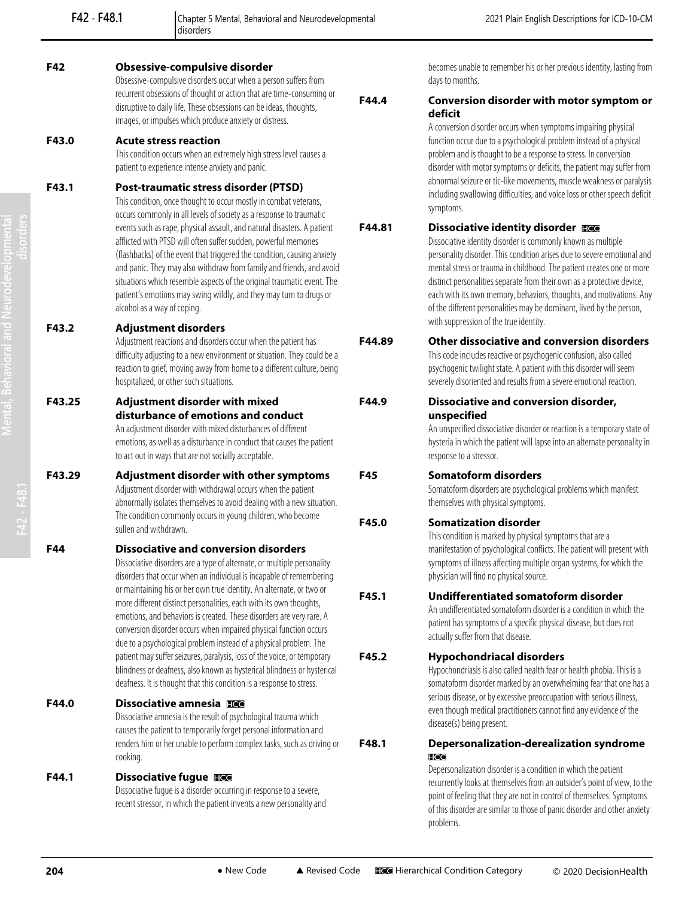**F42 Obsessive-compulsive disorder**

Obsessive-compulsive disorders occur when a person suffers from recurrent obsessions of thought or action that are time-consuming or disruptive to daily life. These obsessions can be ideas, thoughts, images, or impulses which produce anxiety or distress.

**F43.0 Acute stress reaction**

This condition occurs when an extremely high stress level causes a patient to experience intense anxiety and panic.

**F43.1 Post-traumatic stress disorder (PTSD)**

This condition, once thought to occur mostly in combat veterans, occurs commonly in all levels of society as a response to traumatic events such as rape, physical assault, and natural disasters. A patient afflicted with PTSD will often suffer sudden, powerful memories (flashbacks) of the event that triggered the condition, causing anxiety and panic. They may also withdraw from family and friends, and avoid situations which resemble aspects of the original traumatic event. The patient's emotions may swing wildly, and they may turn to drugs or alcohol as a way of coping.

**F43.2 Adjustment disorders**

Adjustment reactions and disorders occur when the patient has difficulty adjusting to a new environment or situation. They could be a reaction to grief, moving away from home to a different culture, being hospitalized, or other such situations.

**F43.25 Adjustment disorder with mixed disturbance of emotions and conduct**

An adjustment disorder with mixed disturbances of different emotions, as well as a disturbance in conduct that causes the patient to act out in ways that are not socially acceptable.

**F43.29 Adjustment disorder with other symptoms**

Adjustment disorder with withdrawal occurs when the patient abnormally isolates themselves to avoid dealing with a new situation. The condition commonly occurs in young children, who become sullen and withdrawn.

**F44 Dissociative and conversion disorders**

Dissociative disorders are a type of alternate, or multiple personality disorders that occur when an individual is incapable of remembering or maintaining his or her own true identity. An alternate, or two or more different distinct personalities, each with its own thoughts, emotions, and behaviors is created. These disorders are very rare. A conversion disorder occurs when impaired physical function occurs due to a psychological problem instead of a physical problem. The patient may suffer seizures, paralysis, loss of the voice, or temporary blindness or deafness, also known as hysterical blindness or hysterical deafness. It is thought that this condition is a response to stress.

**F44.0 Dissociative amnesia** HCC

Dissociative amnesia is the result of psychological trauma which causes the patient to temporarily forget personal information and renders him or her unable to perform complex tasks, such as driving or cooking.

**F44.1 Dissociative fugue** HCC

Dissociative fugue is a disorder occurring in response to a severe, recent stressor, in which the patient invents a new personality and becomes unable to remember his or her previous identity, lasting from days to months.

**F44.4 Conversion disorder with motor symptom or deficit**

A conversion disorder occurs when symptoms impairing physical function occur due to a psychological problem instead of a physical problem and is thought to be a response to stress. In conversion disorder with motor symptoms or deficits, the patient may suffer from abnormal seizure or tic-like movements, muscle weakness or paralysis including swallowing difficulties, and voice loss or other speech deficit symptoms.

**F44.81 Dissociative identity disorder** HCC

Dissociative identity disorder is commonly known as multiple personality disorder. This condition arises due to severe emotional and mental stress or trauma in childhood. The patient creates one or more distinct personalities separate from their own as a protective device, each with its own memory, behaviors, thoughts, and motivations. Any of the different personalities may be dominant, lived by the person, with suppression of the true identity.

**F44.89 Other dissociative and conversion disorders**

This code includes reactive or psychogenic confusion, also called psychogenic twilight state. A patient with this disorder will seem severely disoriented and results from a severe emotional reaction.

**F44.9 Dissociative and conversion disorder, unspecified**

An unspecified dissociative disorder or reaction is a temporary state of hysteria in which the patient will lapse into an alternate personality in response to a stressor.

**F45 Somatoform disorders**

Somatoform disorders are psychological problems which manifest themselves with physical symptoms.

**F45.0 Somatization disorder**

This condition is marked by physical symptoms that are a manifestation of psychological conflicts. The patient will present with symptoms of illness affecting multiple organ systems, for which the physician will find no physical source.

**F45.1 Undifferentiated somatoform disorder**

An undifferentiated somatoform disorder is a condition in which the patient has symptoms of a specific physical disease, but does not actually suffer from that disease.

**F45.2 Hypochondriacal disorders**

Hypochondriasis is also called health fear or health phobia. This is a somatoform disorder marked by an overwhelming fear that one has a serious disease, or by excessive preoccupation with serious illness, even though medical practitioners cannot find any evidence of the disease(s) being present.

**F48.1 Depersonalization-derealization syndrome** HCC

Depersonalization disorder is a condition in which the patient recurrently looks at themselves from an outsider's point of view, to the point of feeling that they are not in control of themselves. Symptoms of this disorder are similar to those of panic disorder and other anxiety problems.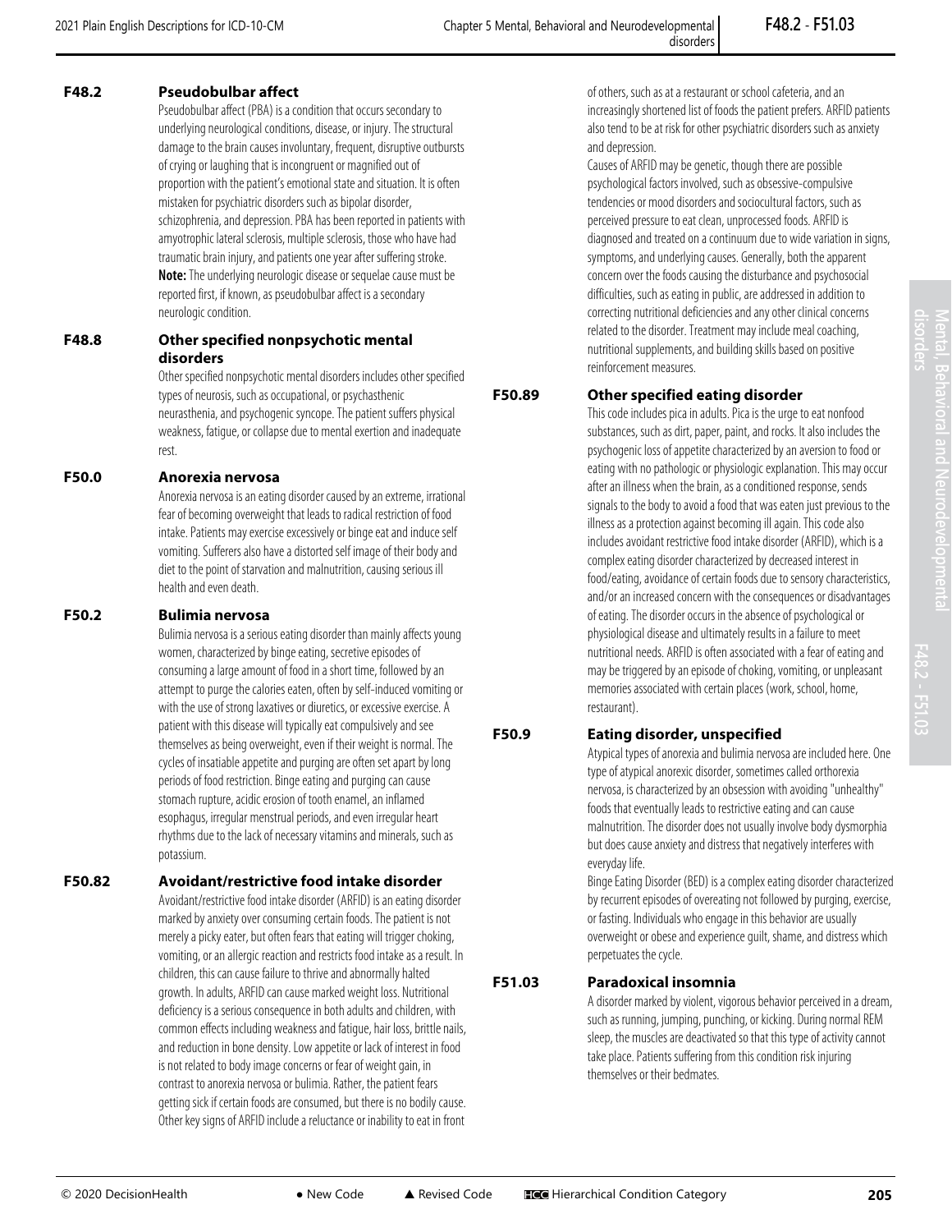### F48.2 Pseudobulbar affect

Pseudobulbar affect (PBA) is a condition that occurs secondary to underlying neurological conditions, disease, or injury. The structural damage to the brain causes involuntary, frequent, disruptive outbursts of crying or laughing that is incongruent or magnified out of proportion with the patient's emotional state and situation. It is often mistaken for psychiatric disorders such as bipolar disorder, schizophrenia, and depression. PBA has been reported in patients with amyotrophic lateral sclerosis, multiple sclerosis, those who have had traumatic brain injury, and patients one year after suffering stroke.

**Note:** The underlying neurologic disease or sequelae cause must be reported first, if known, as pseudobulbar affect is a secondary neurologic condition.

### F48.8 Other specified nonpsychotic mental disorders

Other specified nonpsychotic mental disorders includes other specified types of neurosis, such as occupational, or psychasthenic neurasthenia, and psychogenic syncope. The patient suffers physical weakness, fatigue, or collapse due to mental exertion and inadequate rest.

### F50.0 Anorexia nervosa

Anorexia nervosa is an eating disorder caused by an extreme, irrational fear of becoming overweight that leads to radical restriction of food intake. Patients may exercise excessively or binge eat and induce self vomiting. Sufferers also have a distorted self image of their body and diet to the point of starvation and malnutrition, causing serious ill health and even death.

### F50.2 Bulimia nervosa

Bulimia nervosa is a serious eating disorder than mainly affects young women, characterized by binge eating, secretive episodes of consuming a large amount of food in a short time, followed by an attempt to purge the calories eaten, often by self-induced vomiting or with the use of strong laxatives or diuretics, or excessive exercise. A patient with this disease will typically eat compulsively and see themselves as being overweight, even if their weight is normal. The cycles of insatiable appetite and purging are often set apart by long periods of food restriction. Binge eating and purging can cause stomach rupture, acidic erosion of tooth enamel, an inflamed esophagus, irregular menstrual periods, and even irregular heart rhythms due to the lack of necessary vitamins and minerals, such as potassium.

### F50.82 Avoidant/restrictive food intake disorder

Avoidant/restrictive food intake disorder (ARFID) is an eating disorder marked by anxiety over consuming certain foods. The patient is not merely a picky eater, but often fears that eating will trigger choking, vomiting, or an allergic reaction and restricts food intake as a result. In children, this can cause failure to thrive and abnormally halted growth. In adults, ARFID can cause marked weight loss. Nutritional deficiency is a serious consequence in both adults and children, with common effects including weakness and fatigue, hair loss, brittle nails, and reduction in bone density. Low appetite or lack of interest in food is not related to body image concerns or fear of weight gain, in contrast to anorexia nervosa or bulimia. Rather, the patient fears getting sick if certain foods are consumed, but there is no bodily cause. Other key signs of ARFID include a reluctance or inability to eat in front of others, such as at a restaurant or school cafeteria, and an increasingly shortened list of foods the patient prefers. ARFID patients also tend to be at risk for other psychiatric disorders such as anxiety and depression.

Causes of ARFID may be genetic, though there are possible psychological factors involved, such as obsessive-compulsive tendencies or mood disorders and sociocultural factors, such as perceived pressure to eat clean, unprocessed foods. ARFID is diagnosed and treated on a continuum due to wide variation in signs, symptoms, and underlying causes. Generally, both the apparent concern over the foods causing the disturbance and psychosocial difficulties, such as eating in public, are addressed in addition to correcting nutritional deficiencies and any other clinical concerns related to the disorder. Treatment may include meal coaching, nutritional supplements, and building skills based on positive reinforcement measures.

### F50.89 Other specified eating disorder

This code includes pica in adults. Pica is the urge to eat nonfood substances, such as dirt, paper, paint, and rocks. It also includes the psychogenic loss of appetite characterized by an aversion to food or eating with no pathologic or physiologic explanation. This may occur after an illness when the brain, as a conditioned response, sends signals to the body to avoid a food that was eaten just previous to the illness as a protection against becoming ill again. This code also includes avoidant restrictive food intake disorder (ARFID), which is a complex eating disorder characterized by decreased interest in food/eating, avoidance of certain foods due to sensory characteristics, and/or an increased concern with the consequences or disadvantages of eating. The disorder occurs in the absence of psychological or physiological disease and ultimately results in a failure to meet nutritional needs. ARFID is often associated with a fear of eating and may be triggered by an episode of choking, vomiting, or unpleasant memories associated with certain places (work, school, home, restaurant).

### F50.9 Eating disorder, unspecified

Atypical types of anorexia and bulimia nervosa are included here. One type of atypical anorexic disorder, sometimes called orthorexia nervosa, is characterized by an obsession with avoiding "unhealthy" foods that eventually leads to restrictive eating and can cause malnutrition. The disorder does not usually involve body dysmorphia but does cause anxiety and distress that negatively interferes with everyday life.

Binge Eating Disorder (BED) is a complex eating disorder characterized by recurrent episodes of overeating not followed by purging, exercise, or fasting. Individuals who engage in this behavior are usually overweight or obese and experience guilt, shame, and distress which perpetuates the cycle.

### F51.03 Paradoxical insomnia

A disorder marked by violent, vigorous behavior perceived in a dream, such as running, jumping, punching, or kicking. During normal REM sleep, the muscles are deactivated so that this type of activity cannot take place. Patients suffering from this condition risk injuring themselves or their bedmates.